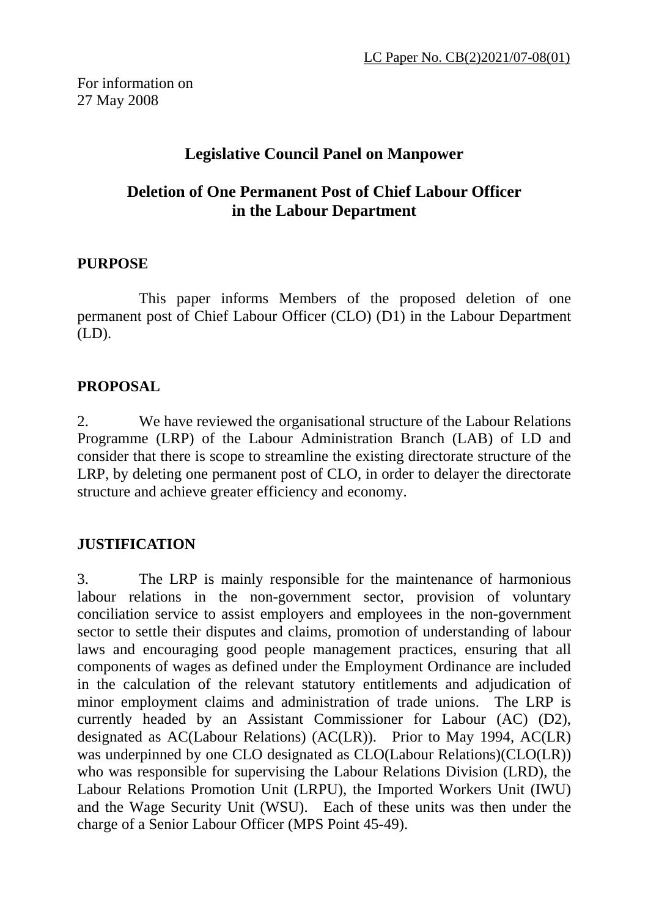LC Paper No. CB(2)2021/07-08(01)

For information on
27 May 2008

# Legislative Council Panel on Manpower

## Deletion of One Permanent Post of Chief Labour Officer in the Labour Department

### PURPOSE

This paper informs Members of the proposed deletion of one permanent post of Chief Labour Officer (CLO) (D1) in the Labour Department (LD).

### PROPOSAL

2. We have reviewed the organisational structure of the Labour Relations Programme (LRP) of the Labour Administration Branch (LAB) of LD and consider that there is scope to streamline the existing directorate structure of the LRP, by deleting one permanent post of CLO, in order to delayer the directorate structure and achieve greater efficiency and economy.

### JUSTIFICATION

3. The LRP is mainly responsible for the maintenance of harmonious labour relations in the non-government sector, provision of voluntary conciliation service to assist employers and employees in the non-government sector to settle their disputes and claims, promotion of understanding of labour laws and encouraging good people management practices, ensuring that all components of wages as defined under the Employment Ordinance are included in the calculation of the relevant statutory entitlements and adjudication of minor employment claims and administration of trade unions. The LRP is currently headed by an Assistant Commissioner for Labour (AC) (D2), designated as AC(Labour Relations) (AC(LR)). Prior to May 1994, AC(LR) was underpinned by one CLO designated as CLO(Labour Relations)(CLO(LR)) who was responsible for supervising the Labour Relations Division (LRD), the Labour Relations Promotion Unit (LRPU), the Imported Workers Unit (IWU) and the Wage Security Unit (WSU). Each of these units was then under the charge of a Senior Labour Officer (MPS Point 45-49).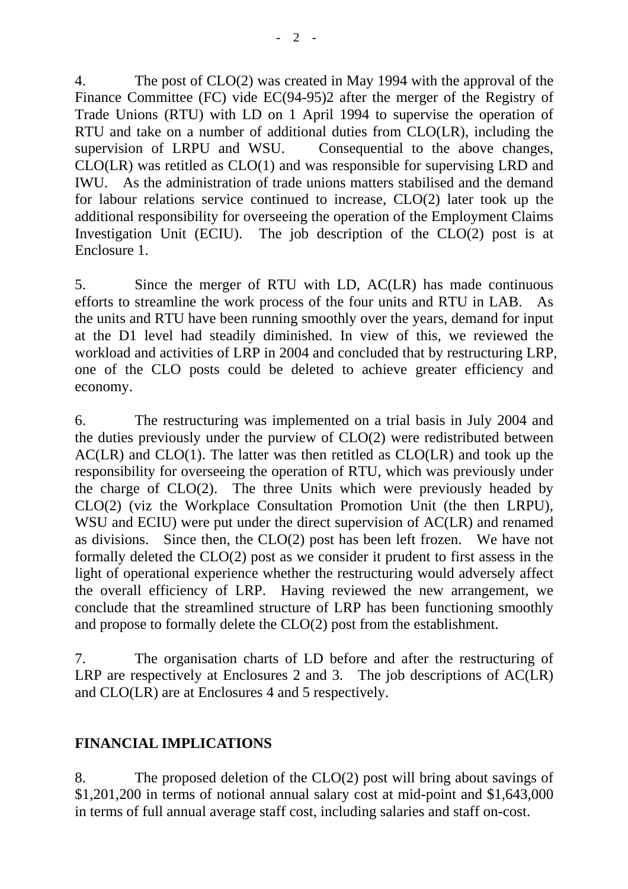4. The post of CLO(2) was created in May 1994 with the approval of the Finance Committee (FC) vide EC(94-95)2 after the merger of the Registry of Trade Unions (RTU) with LD on 1 April 1994 to supervise the operation of RTU and take on a number of additional duties from CLO(LR), including the supervision of LRPU and WSU. Consequential to the above changes, CLO(LR) was retitled as CLO(1) and was responsible for supervising LRD and IWU. As the administration of trade unions matters stabilised and the demand for labour relations service continued to increase, CLO(2) later took up the additional responsibility for overseeing the operation of the Employment Claims Investigation Unit (ECIU). The job description of the CLO(2) post is at Enclosure 1.

5. Since the merger of RTU with LD, AC(LR) has made continuous efforts to streamline the work process of the four units and RTU in LAB. As the units and RTU have been running smoothly over the years, demand for input at the D1 level had steadily diminished. In view of this, we reviewed the workload and activities of LRP in 2004 and concluded that by restructuring LRP, one of the CLO posts could be deleted to achieve greater efficiency and economy.

6. The restructuring was implemented on a trial basis in July 2004 and the duties previously under the purview of CLO(2) were redistributed between AC(LR) and CLO(1). The latter was then retitled as CLO(LR) and took up the responsibility for overseeing the operation of RTU, which was previously under the charge of CLO(2). The three Units which were previously headed by CLO(2) (viz the Workplace Consultation Promotion Unit (the then LRPU), WSU and ECIU) were put under the direct supervision of AC(LR) and renamed as divisions. Since then, the CLO(2) post has been left frozen. We have not formally deleted the CLO(2) post as we consider it prudent to first assess in the light of operational experience whether the restructuring would adversely affect the overall efficiency of LRP. Having reviewed the new arrangement, we conclude that the streamlined structure of LRP has been functioning smoothly and propose to formally delete the CLO(2) post from the establishment.

7. The organisation charts of LD before and after the restructuring of LRP are respectively at Enclosures 2 and 3. The job descriptions of AC(LR) and CLO(LR) are at Enclosures 4 and 5 respectively.

## FINANCIAL IMPLICATIONS

8. The proposed deletion of the CLO(2) post will bring about savings of $1,201,200 in terms of notional annual salary cost at mid-point and $1,643,000 in terms of full annual average staff cost, including salaries and staff on-cost.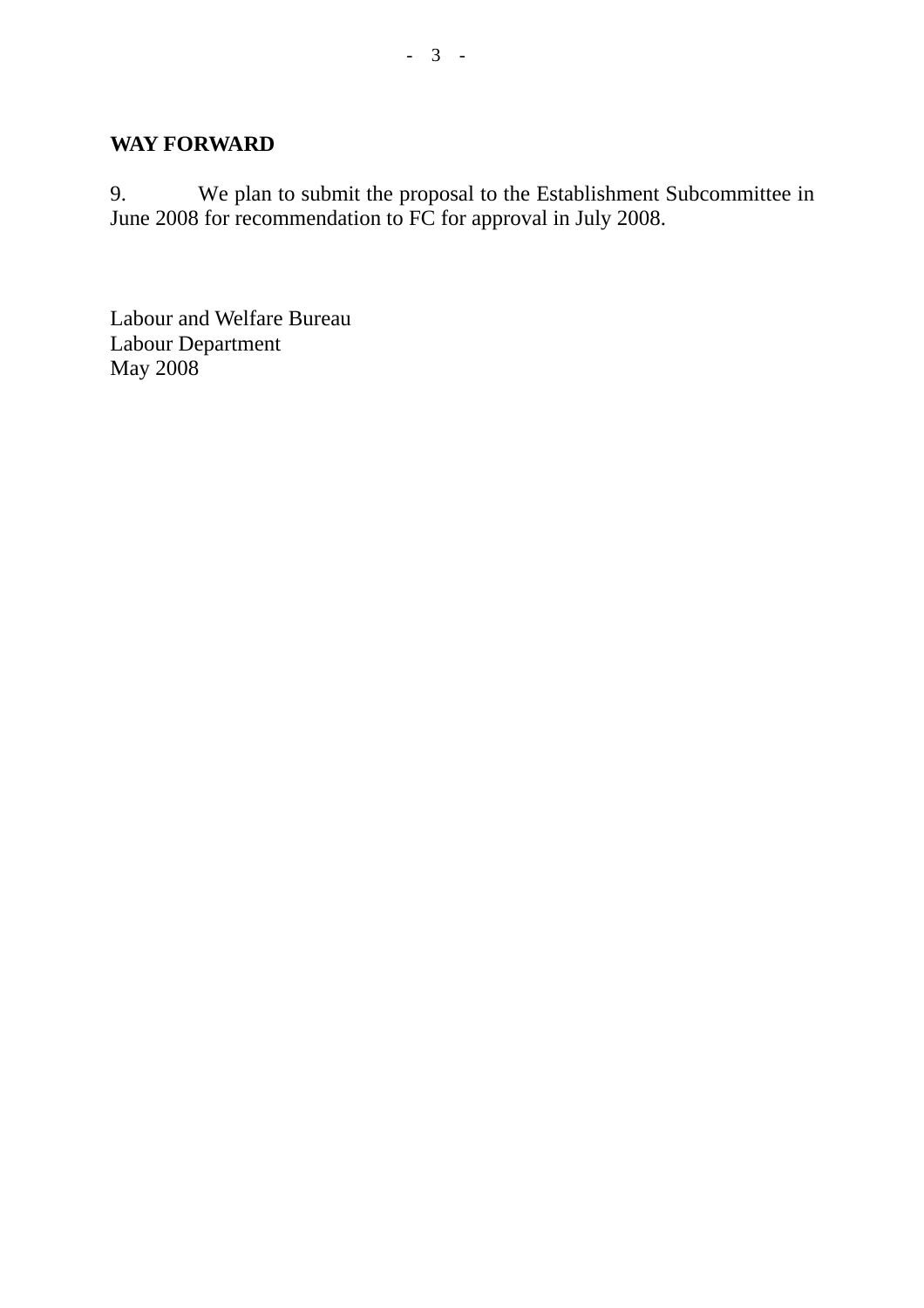**WAY FORWARD**

9. We plan to submit the proposal to the Establishment Subcommittee in June 2008 for recommendation to FC for approval in July 2008.

Labour and Welfare Bureau
Labour Department
May 2008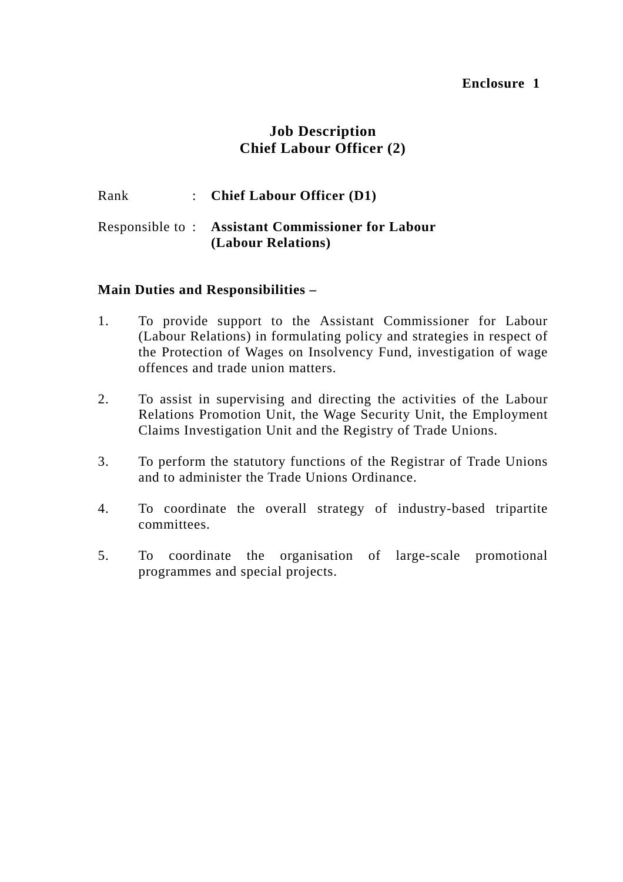**Enclosure 1**

# Job Description
## Chief Labour Officer (2)

Rank : **Chief Labour Officer (D1)**

Responsible to : **Assistant Commissioner for Labour (Labour Relations)**

**Main Duties and Responsibilities –**

1. To provide support to the Assistant Commissioner for Labour (Labour Relations) in formulating policy and strategies in respect of the Protection of Wages on Insolvency Fund, investigation of wage offences and trade union matters.

2. To assist in supervising and directing the activities of the Labour Relations Promotion Unit, the Wage Security Unit, the Employment Claims Investigation Unit and the Registry of Trade Unions.

3. To perform the statutory functions of the Registrar of Trade Unions and to administer the Trade Unions Ordinance.

4. To coordinate the overall strategy of industry-based tripartite committees.

5. To coordinate the organisation of large-scale promotional programmes and special projects.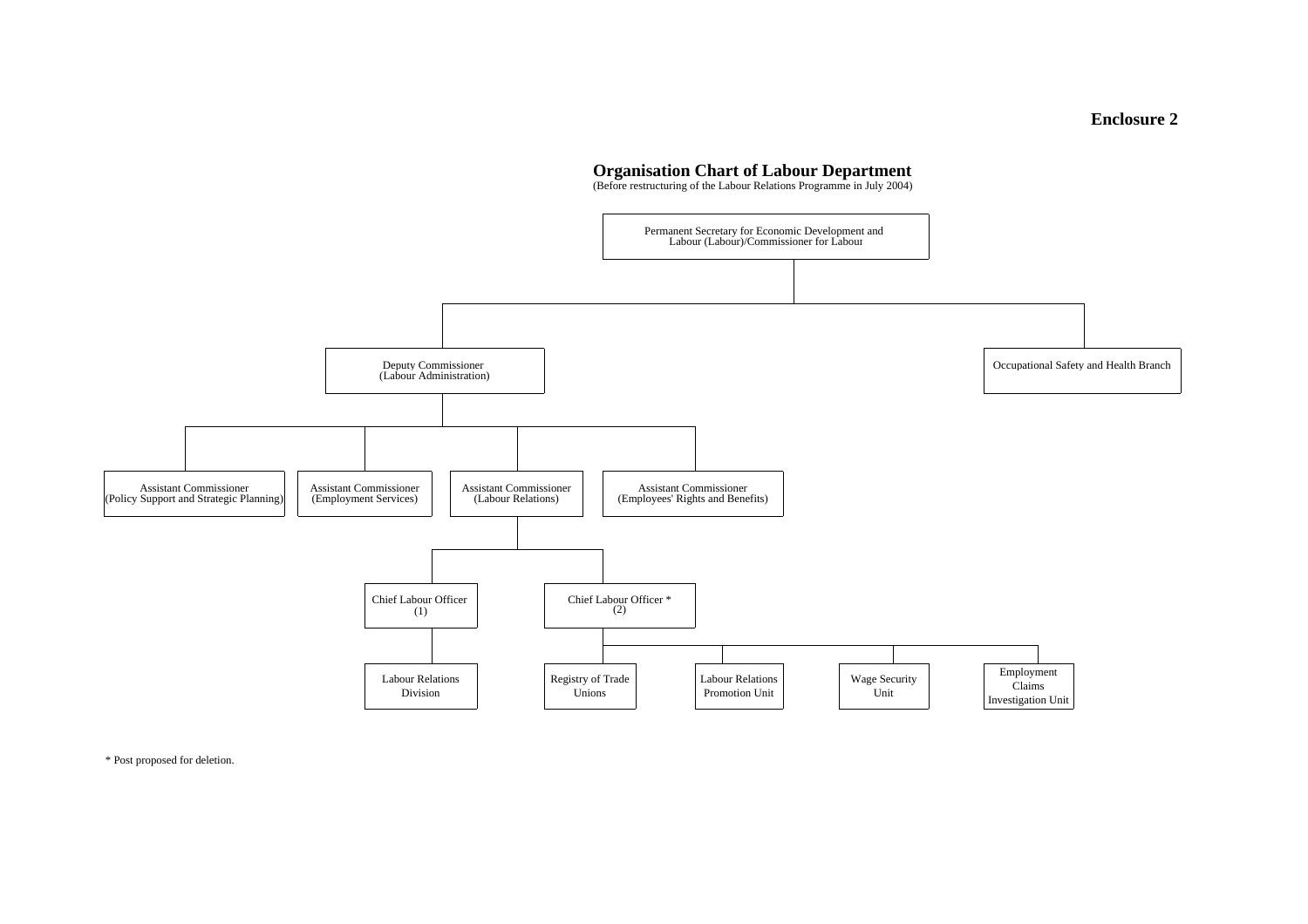**Enclosure 2**

# Organisation Chart of Labour Department

(Before restructuring of the Labour Relations Programme in July 2004)

- Permanent Secretary for Economic Development and Labour (Labour)/Commissioner for Labour
  - Deputy Commissioner (Labour Administration)
    - Assistant Commissioner (Policy Support and Strategic Planning)
    - Assistant Commissioner (Employment Services)
    - Assistant Commissioner (Labour Relations)
      - Chief Labour Officer (1)
        - Labour Relations Division
      - Chief Labour Officer * (2)
        - Registry of Trade Unions
        - Labour Relations Promotion Unit
        - Wage Security Unit
        - Employment Claims Investigation Unit
    - Assistant Commissioner (Employees' Rights and Benefits)
  - Occupational Safety and Health Branch

\* Post proposed for deletion.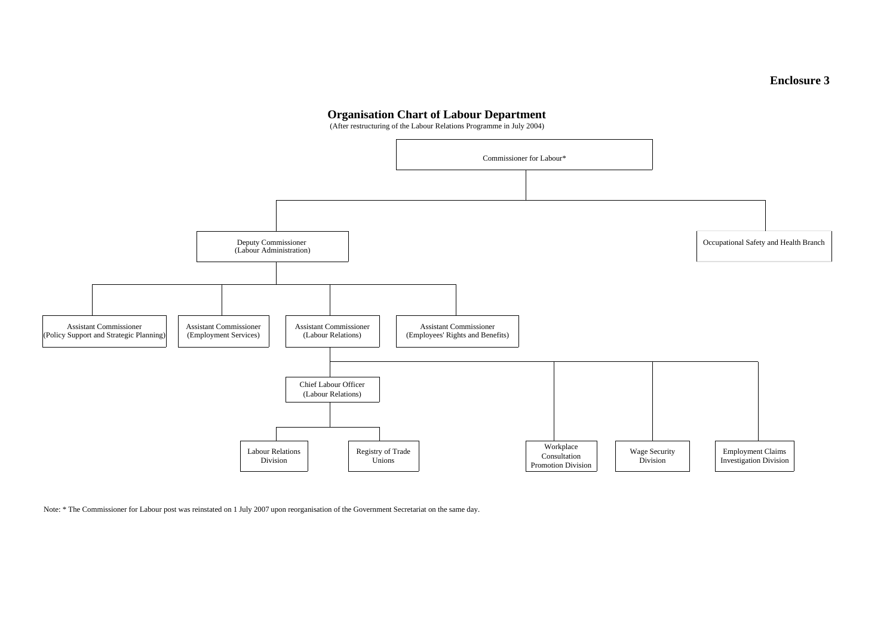**Enclosure 3**

## Organisation Chart of Labour Department

(After restructuring of the Labour Relations Programme in July 2004)

- Commissioner for Labour*
  - Deputy Commissioner (Labour Administration)
    - Assistant Commissioner (Policy Support and Strategic Planning)
    - Assistant Commissioner (Employment Services)
    - Assistant Commissioner (Labour Relations)
      - Chief Labour Officer (Labour Relations)
        - Labour Relations Division
        - Registry of Trade Unions
      - Workplace Consultation Promotion Division
      - Wage Security Division
      - Employment Claims Investigation Division
    - Assistant Commissioner (Employees' Rights and Benefits)
  - Occupational Safety and Health Branch

Note: * The Commissioner for Labour post was reinstated on 1 July 2007 upon reorganisation of the Government Secretariat on the same day.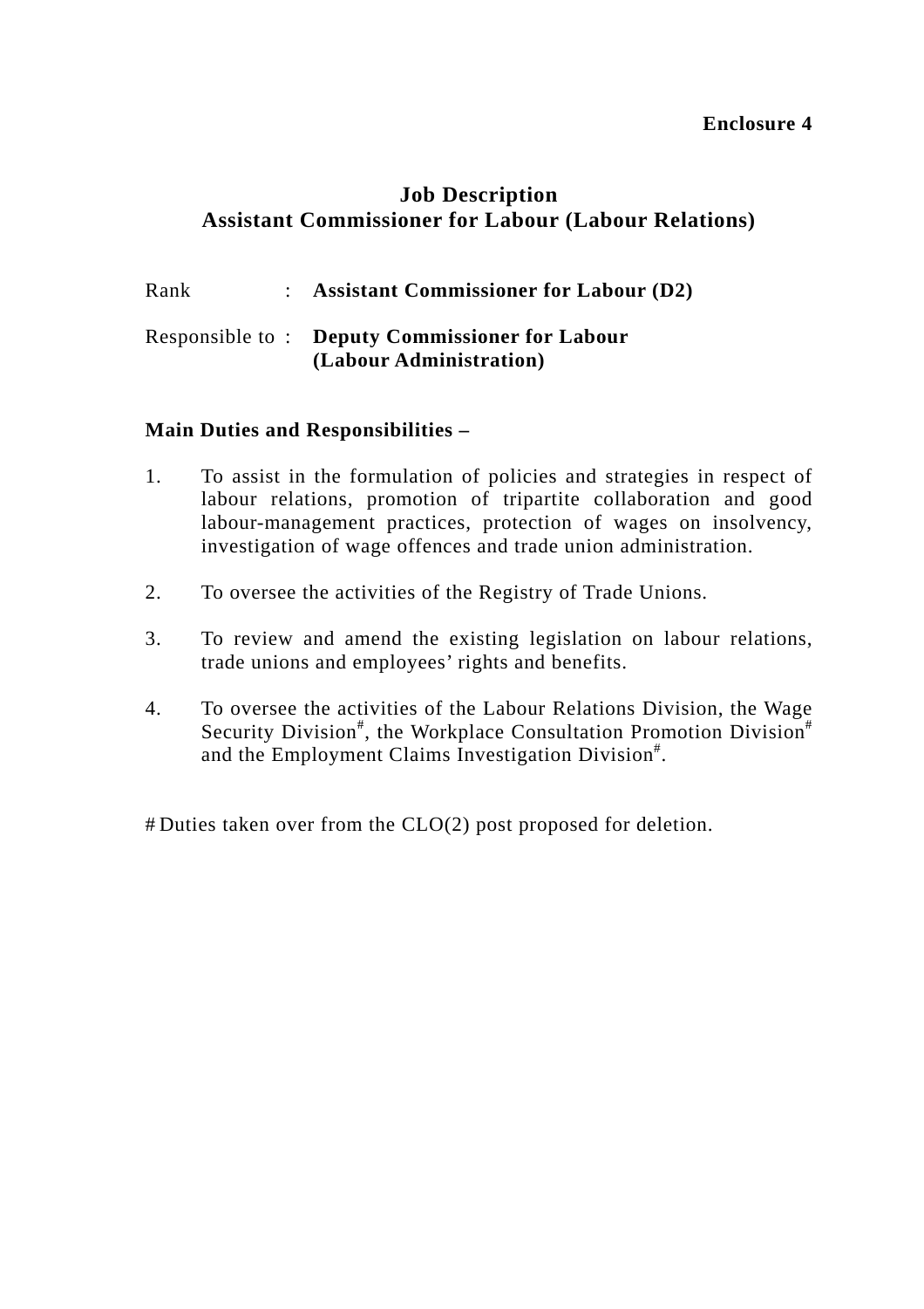**Enclosure 4**

# Job Description
## Assistant Commissioner for Labour (Labour Relations)

Rank : **Assistant Commissioner for Labour (D2)**

Responsible to : **Deputy Commissioner for Labour (Labour Administration)**

**Main Duties and Responsibilities –**

1. To assist in the formulation of policies and strategies in respect of labour relations, promotion of tripartite collaboration and good labour-management practices, protection of wages on insolvency, investigation of wage offences and trade union administration.

2. To oversee the activities of the Registry of Trade Unions.

3. To review and amend the existing legislation on labour relations, trade unions and employees' rights and benefits.

4. To oversee the activities of the Labour Relations Division, the Wage Security Division#, the Workplace Consultation Promotion Division# and the Employment Claims Investigation Division#.

# Duties taken over from the CLO(2) post proposed for deletion.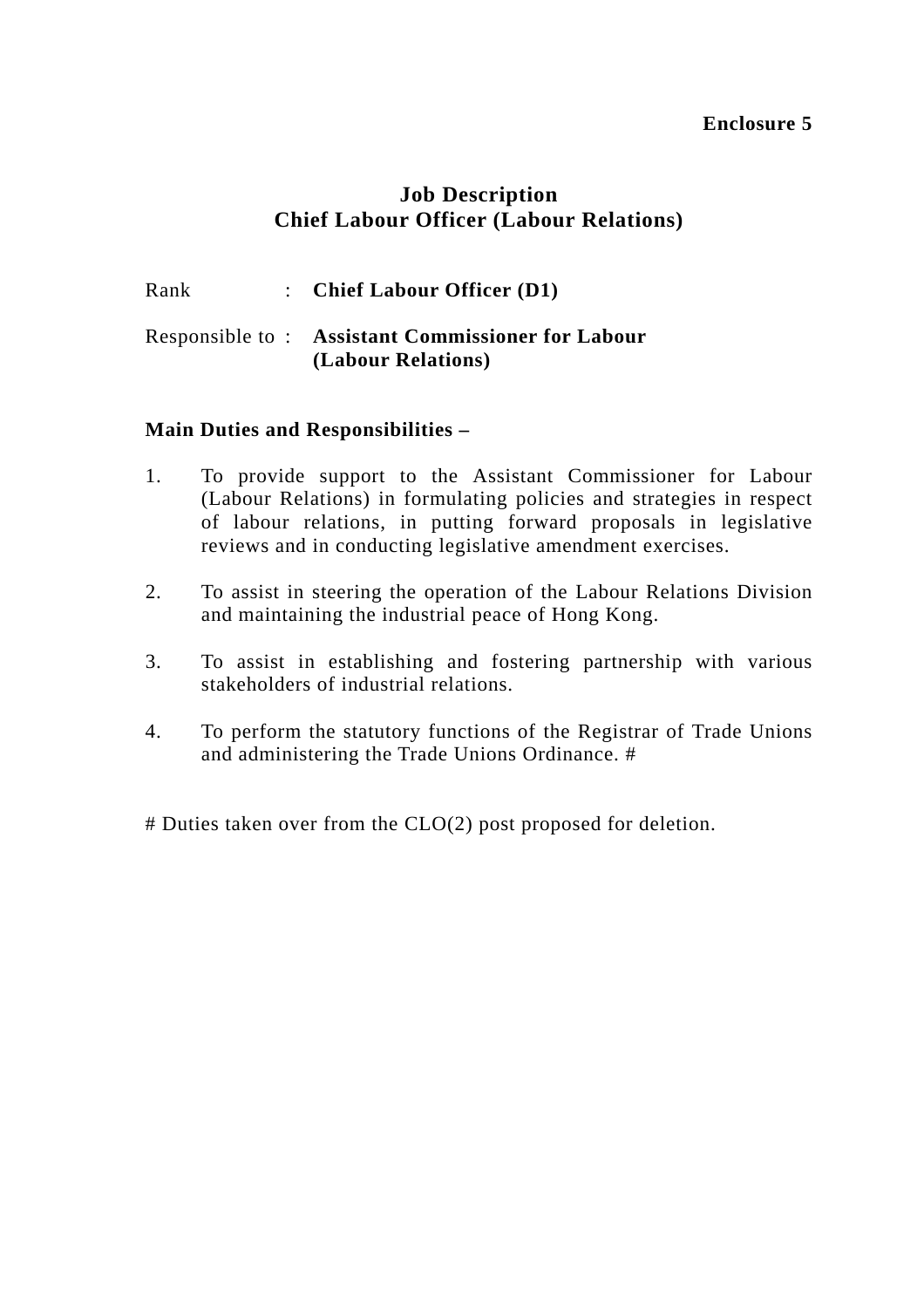**Enclosure 5**

# Job Description
## Chief Labour Officer (Labour Relations)

Rank : **Chief Labour Officer (D1)**

Responsible to : **Assistant Commissioner for Labour (Labour Relations)**

**Main Duties and Responsibilities –**

1. To provide support to the Assistant Commissioner for Labour (Labour Relations) in formulating policies and strategies in respect of labour relations, in putting forward proposals in legislative reviews and in conducting legislative amendment exercises.

2. To assist in steering the operation of the Labour Relations Division and maintaining the industrial peace of Hong Kong.

3. To assist in establishing and fostering partnership with various stakeholders of industrial relations.

4. To perform the statutory functions of the Registrar of Trade Unions and administering the Trade Unions Ordinance. #

# Duties taken over from the CLO(2) post proposed for deletion.